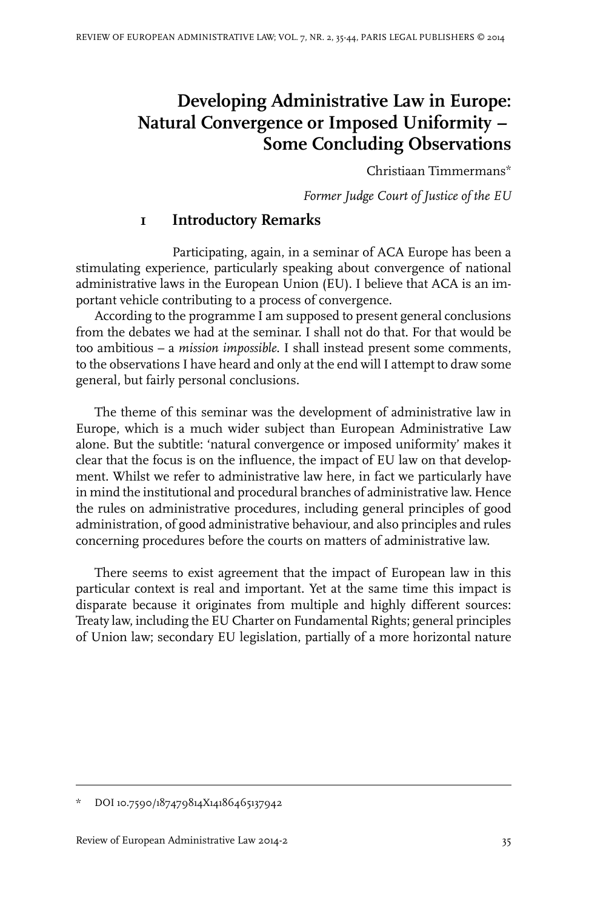# Developing Administrative Law in Europe: Natural Convergence or Imposed Uniformity – Some Concluding Observations

Christiaan Timmermans*

*Former Judge Court of Justice of the EU*

## 1 Introductory Remarks

Participating, again, in a seminar of ACA Europe has been a stimulating experience, particularly speaking about convergence of national administrative laws in the European Union (EU). I believe that ACA is an important vehicle contributing to a process of convergence.

According to the programme I am supposed to present general conclusions from the debates we had at the seminar. I shall not do that. For that would be too ambitious – a *mission impossible*. I shall instead present some comments, to the observations I have heard and only at the end will I attempt to draw some general, but fairly personal conclusions.

The theme of this seminar was the development of administrative law in Europe, which is a much wider subject than European Administrative Law alone. But the subtitle: 'natural convergence or imposed uniformity' makes it clear that the focus is on the influence, the impact of EU law on that development. Whilst we refer to administrative law here, in fact we particularly have in mind the institutional and procedural branches of administrative law. Hence the rules on administrative procedures, including general principles of good administration, of good administrative behaviour, and also principles and rules concerning procedures before the courts on matters of administrative law.

There seems to exist agreement that the impact of European law in this particular context is real and important. Yet at the same time this impact is disparate because it originates from multiple and highly different sources: Treaty law, including the EU Charter on Fundamental Rights; general principles of Union law; secondary EU legislation, partially of a more horizontal nature

\* DOI 10.7590/187479814X14186465137942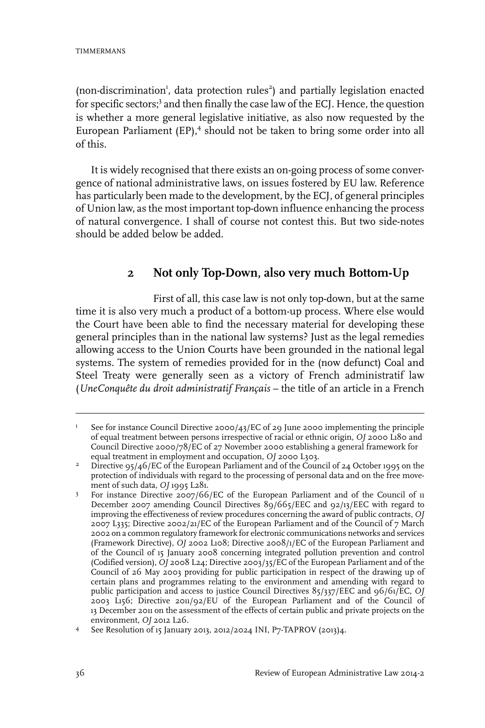(non-discrimination[1], data protection rules[2]) and partially legislation enacted for specific sectors;[3] and then finally the case law of the ECJ. Hence, the question is whether a more general legislative initiative, as also now requested by the European Parliament (EP),[4] should not be taken to bring some order into all of this.

It is widely recognised that there exists an on-going process of some convergence of national administrative laws, on issues fostered by EU law. Reference has particularly been made to the development, by the ECJ, of general principles of Union law, as the most important top-down influence enhancing the process of natural convergence. I shall of course not contest this. But two side-notes should be added below be added.

## 2 Not only Top-Down, also very much Bottom-Up

First of all, this case law is not only top-down, but at the same time it is also very much a product of a bottom-up process. Where else would the Court have been able to find the necessary material for developing these general principles than in the national law systems? Just as the legal remedies allowing access to the Union Courts have been grounded in the national legal systems. The system of remedies provided for in the (now defunct) Coal and Steel Treaty were generally seen as a victory of French administratif law (*UneConquête du droit administratif Français* – the title of an article in a French

---

1 See for instance Council Directive 2000/43/EC of 29 June 2000 implementing the principle of equal treatment between persons irrespective of racial or ethnic origin, *OJ* 2000 L180 and Council Directive 2000/78/EC of 27 November 2000 establishing a general framework for equal treatment in employment and occupation, *OJ* 2000 L303.

2 Directive 95/46/EC of the European Parliament and of the Council of 24 October 1995 on the protection of individuals with regard to the processing of personal data and on the free movement of such data, *OJ* 1995 L281.

3 For instance Directive 2007/66/EC of the European Parliament and of the Council of 11 December 2007 amending Council Directives 89/665/EEC and 92/13/EEC with regard to improving the effectiveness of review procedures concerning the award of public contracts, *OJ* 2007 L335; Directive 2002/21/EC of the European Parliament and of the Council of 7 March 2002 on a common regulatory framework for electronic communications networks and services (Framework Directive), *OJ* 2002 L108; Directive 2008/1/EC of the European Parliament and of the Council of 15 January 2008 concerning integrated pollution prevention and control (Codified version), *OJ* 2008 L24; Directive 2003/35/EC of the European Parliament and of the Council of 26 May 2003 providing for public participation in respect of the drawing up of certain plans and programmes relating to the environment and amending with regard to public participation and access to justice Council Directives 85/337/EEC and 96/61/EC, *OJ* 2003 L156; Directive 2011/92/EU of the European Parliament and of the Council of 13 December 2011 on the assessment of the effects of certain public and private projects on the environment, *OJ* 2012 L26.

4 See Resolution of 15 January 2013, 2012/2024 INI, P7-TAPROV (2013)4.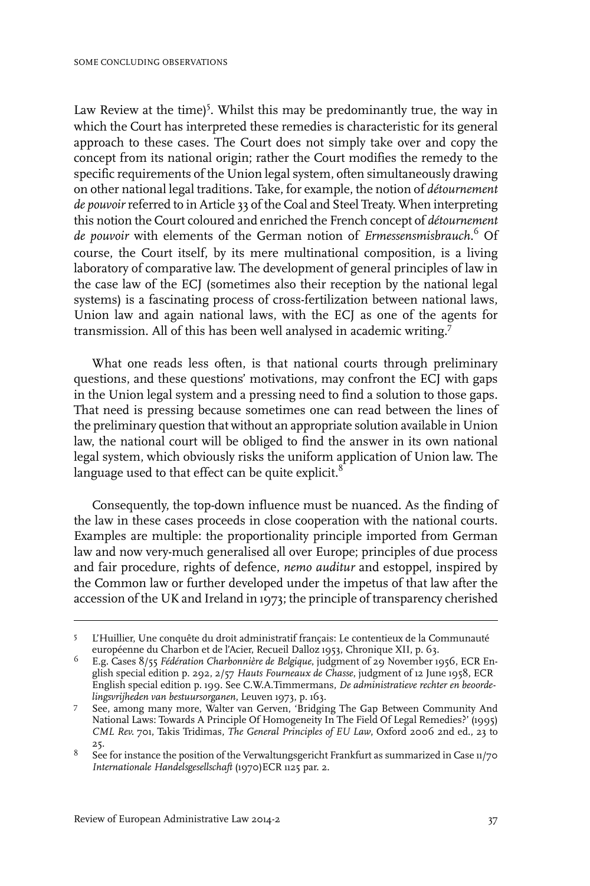Law Review at the time)[5]. Whilst this may be predominantly true, the way in which the Court has interpreted these remedies is characteristic for its general approach to these cases. The Court does not simply take over and copy the concept from its national origin; rather the Court modifies the remedy to the specific requirements of the Union legal system, often simultaneously drawing on other national legal traditions. Take, for example, the notion of *détournement de pouvoir* referred to in Article 33 of the Coal and Steel Treaty. When interpreting this notion the Court coloured and enriched the French concept of *détournement de pouvoir* with elements of the German notion of *Ermessensmisbrauch*.[6] Of course, the Court itself, by its mere multinational composition, is a living laboratory of comparative law. The development of general principles of law in the case law of the ECJ (sometimes also their reception by the national legal systems) is a fascinating process of cross-fertilization between national laws, Union law and again national laws, with the ECJ as one of the agents for transmission. All of this has been well analysed in academic writing.[7]

What one reads less often, is that national courts through preliminary questions, and these questions' motivations, may confront the ECJ with gaps in the Union legal system and a pressing need to find a solution to those gaps. That need is pressing because sometimes one can read between the lines of the preliminary question that without an appropriate solution available in Union law, the national court will be obliged to find the answer in its own national legal system, which obviously risks the uniform application of Union law. The language used to that effect can be quite explicit.[8]

Consequently, the top-down influence must be nuanced. As the finding of the law in these cases proceeds in close cooperation with the national courts. Examples are multiple: the proportionality principle imported from German law and now very-much generalised all over Europe; principles of due process and fair procedure, rights of defence, *nemo auditur* and estoppel, inspired by the Common law or further developed under the impetus of that law after the accession of the UK and Ireland in 1973; the principle of transparency cherished

---

5 L'Huillier, Une conquête du droit administratif français: Le contentieux de la Communauté européenne du Charbon et de l'Acier, Recueil Dalloz 1953, Chronique XII, p. 63.

6 E.g. Cases 8/55 *Fédération Charbonnière de Belgique*, judgment of 29 November 1956, ECR English special edition p. 292, 2/57 *Hauts Fourneaux de Chasse*, judgment of 12 June 1958, ECR English special edition p. 199. See C.W.A.Timmermans, *De administratieve rechter en beoordelingsvrijheden van bestuursorganen*, Leuven 1973, p. 163.

7 See, among many more, Walter van Gerven, 'Bridging The Gap Between Community And National Laws: Towards A Principle Of Homogeneity In The Field Of Legal Remedies?' (1995) *CML Rev.* 701, Takis Tridimas, *The General Principles of EU Law*, Oxford 2006 2nd ed., 23 to 25.

8 See for instance the position of the Verwaltungsgericht Frankfurt as summarized in Case 11/70 *Internationale Handelsgesellschaft* (1970)ECR 1125 par. 2.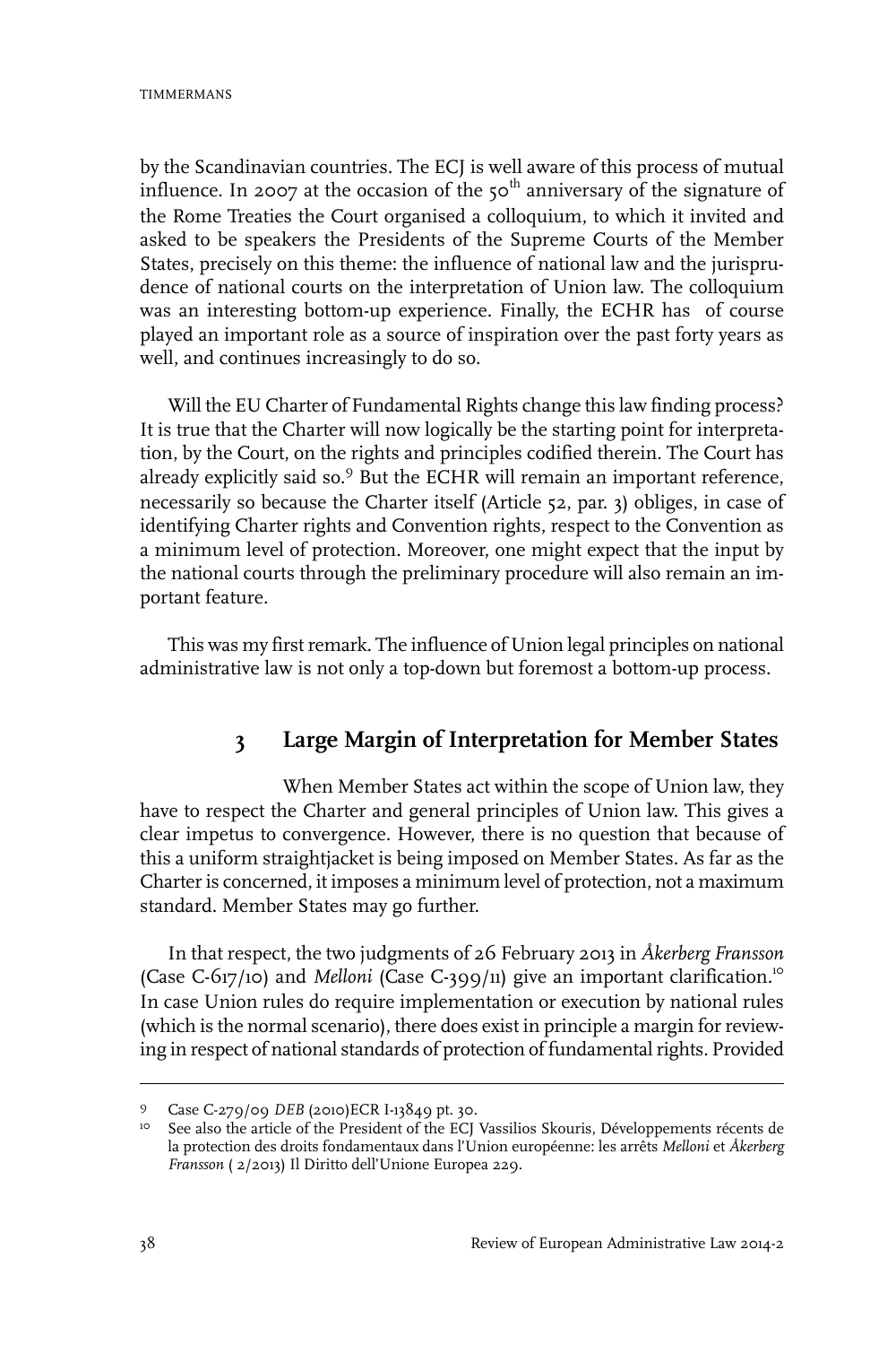by the Scandinavian countries. The ECJ is well aware of this process of mutual influence. In 2007 at the occasion of the 50th anniversary of the signature of the Rome Treaties the Court organised a colloquium, to which it invited and asked to be speakers the Presidents of the Supreme Courts of the Member States, precisely on this theme: the influence of national law and the jurisprudence of national courts on the interpretation of Union law. The colloquium was an interesting bottom-up experience. Finally, the ECHR has of course played an important role as a source of inspiration over the past forty years as well, and continues increasingly to do so.

Will the EU Charter of Fundamental Rights change this law finding process? It is true that the Charter will now logically be the starting point for interpretation, by the Court, on the rights and principles codified therein. The Court has already explicitly said so.[9] But the ECHR will remain an important reference, necessarily so because the Charter itself (Article 52, par. 3) obliges, in case of identifying Charter rights and Convention rights, respect to the Convention as a minimum level of protection. Moreover, one might expect that the input by the national courts through the preliminary procedure will also remain an important feature.

This was my first remark. The influence of Union legal principles on national administrative law is not only a top-down but foremost a bottom-up process.

## 3 Large Margin of Interpretation for Member States

When Member States act within the scope of Union law, they have to respect the Charter and general principles of Union law. This gives a clear impetus to convergence. However, there is no question that because of this a uniform straightjacket is being imposed on Member States. As far as the Charter is concerned, it imposes a minimum level of protection, not a maximum standard. Member States may go further.

In that respect, the two judgments of 26 February 2013 in *Åkerberg Fransson* (Case C-617/10) and *Melloni* (Case C-399/11) give an important clarification.[10] In case Union rules do require implementation or execution by national rules (which is the normal scenario), there does exist in principle a margin for reviewing in respect of national standards of protection of fundamental rights. Provided

---

9 Case C-279/09 *DEB* (2010)ECR I-13849 pt. 30.

10 See also the article of the President of the ECJ Vassilios Skouris, Développements récents de la protection des droits fondamentaux dans l'Union européenne: les arrêts *Melloni* et *Åkerberg Fransson* ( 2/2013) Il Diritto dell'Unione Europea 229.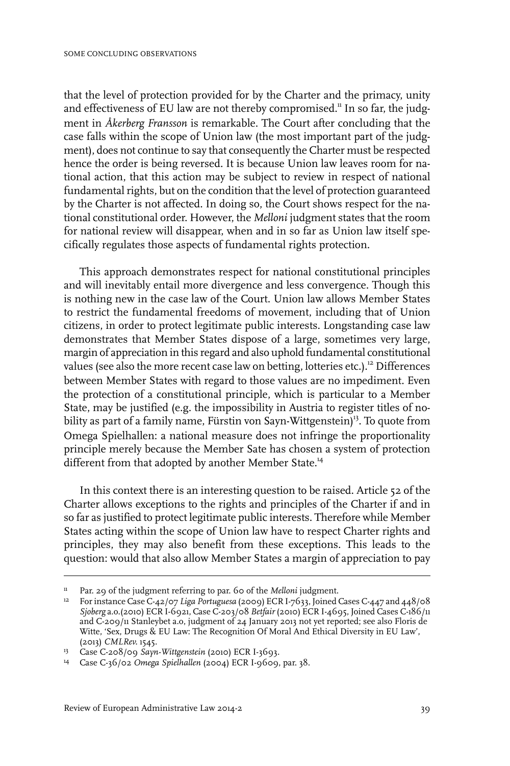that the level of protection provided for by the Charter and the primacy, unity and effectiveness of EU law are not thereby compromised.[11] In so far, the judgment in *Åkerberg Fransson* is remarkable. The Court after concluding that the case falls within the scope of Union law (the most important part of the judgment), does not continue to say that consequently the Charter must be respected hence the order is being reversed. It is because Union law leaves room for national action, that this action may be subject to review in respect of national fundamental rights, but on the condition that the level of protection guaranteed by the Charter is not affected. In doing so, the Court shows respect for the national constitutional order. However, the *Melloni* judgment states that the room for national review will disappear, when and in so far as Union law itself specifically regulates those aspects of fundamental rights protection.

This approach demonstrates respect for national constitutional principles and will inevitably entail more divergence and less convergence. Though this is nothing new in the case law of the Court. Union law allows Member States to restrict the fundamental freedoms of movement, including that of Union citizens, in order to protect legitimate public interests. Longstanding case law demonstrates that Member States dispose of a large, sometimes very large, margin of appreciation in this regard and also uphold fundamental constitutional values (see also the more recent case law on betting, lotteries etc.).[12] Differences between Member States with regard to those values are no impediment. Even the protection of a constitutional principle, which is particular to a Member State, may be justified (e.g. the impossibility in Austria to register titles of nobility as part of a family name, Fürstin von Sayn-Wittgenstein)[13]. To quote from Omega Spielhallen: a national measure does not infringe the proportionality principle merely because the Member Sate has chosen a system of protection different from that adopted by another Member State.[14]

In this context there is an interesting question to be raised. Article 52 of the Charter allows exceptions to the rights and principles of the Charter if and in so far as justified to protect legitimate public interests. Therefore while Member States acting within the scope of Union law have to respect Charter rights and principles, they may also benefit from these exceptions. This leads to the question: would that also allow Member States a margin of appreciation to pay

---

[11] Par. 29 of the judgment referring to par. 60 of the *Melloni* judgment.

[12] For instance Case C-42/07 *Liga Portuguesa* (2009) ECR I-7633, Joined Cases C-447 and 448/08 *Sjoberg* a.o.(2010) ECR I-6921, Case C-203/08 *Betfair* (2010) ECR I-4695, Joined Cases C-186/11 and C-209/11 Stanleybet a.o, judgment of 24 January 2013 not yet reported; see also Floris de Witte, 'Sex, Drugs & EU Law: The Recognition Of Moral And Ethical Diversity in EU Law', (2013) *CMLRev.* 1545.

[13] Case C-208/09 *Sayn-Wittgenstein* (2010) ECR I-3693.

[14] Case C-36/02 *Omega Spielhallen* (2004) ECR I-9609, par. 38.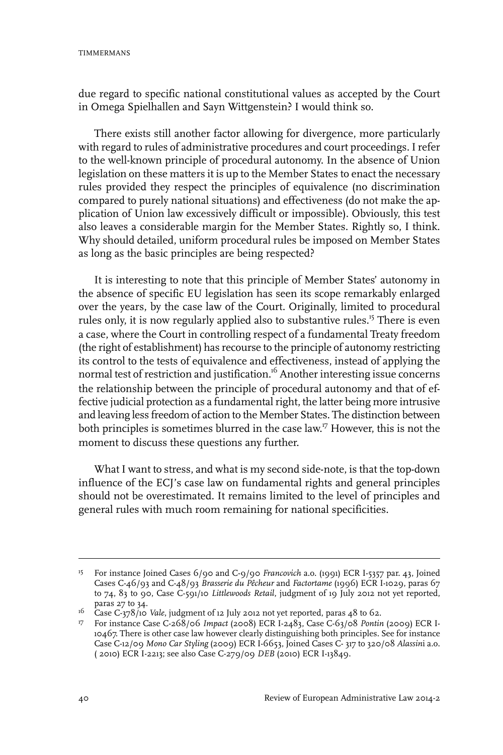due regard to specific national constitutional values as accepted by the Court in Omega Spielhallen and Sayn Wittgenstein? I would think so.

There exists still another factor allowing for divergence, more particularly with regard to rules of administrative procedures and court proceedings. I refer to the well-known principle of procedural autonomy. In the absence of Union legislation on these matters it is up to the Member States to enact the necessary rules provided they respect the principles of equivalence (no discrimination compared to purely national situations) and effectiveness (do not make the application of Union law excessively difficult or impossible). Obviously, this test also leaves a considerable margin for the Member States. Rightly so, I think. Why should detailed, uniform procedural rules be imposed on Member States as long as the basic principles are being respected?

It is interesting to note that this principle of Member States' autonomy in the absence of specific EU legislation has seen its scope remarkably enlarged over the years, by the case law of the Court. Originally, limited to procedural rules only, it is now regularly applied also to substantive rules.[15] There is even a case, where the Court in controlling respect of a fundamental Treaty freedom (the right of establishment) has recourse to the principle of autonomy restricting its control to the tests of equivalence and effectiveness, instead of applying the normal test of restriction and justification.[16] Another interesting issue concerns the relationship between the principle of procedural autonomy and that of effective judicial protection as a fundamental right, the latter being more intrusive and leaving less freedom of action to the Member States. The distinction between both principles is sometimes blurred in the case law.[17] However, this is not the moment to discuss these questions any further.

What I want to stress, and what is my second side-note, is that the top-down influence of the ECJ's case law on fundamental rights and general principles should not be overestimated. It remains limited to the level of principles and general rules with much room remaining for national specificities.

---

[15] For instance Joined Cases 6/90 and C-9/90 *Francovich* a.o. (1991) ECR I-5357 par. 43, Joined Cases C-46/93 and C-48/93 *Brasserie du Pêcheur* and *Factortame* (1996) ECR I-1029, paras 67 to 74, 83 to 90, Case C-591/10 *Littlewoods Retail*, judgment of 19 July 2012 not yet reported, paras 27 to 34.

[16] Case C-378/10 *Vale*, judgment of 12 July 2012 not yet reported, paras 48 to 62.

[17] For instance Case C-268/06 *Impact* (2008) ECR I-2483, Case C-63/08 *Pontin* (2009) ECR I-10467. There is other case law however clearly distinguishing both principles. See for instance Case C-12/09 *Mono Car Styling* (2009) ECR I-6653, Joined Cases C- 317 to 320/08 *Alassini* a.o. ( 2010) ECR I-2213; see also Case C-279/09 *DEB* (2010) ECR I-13849.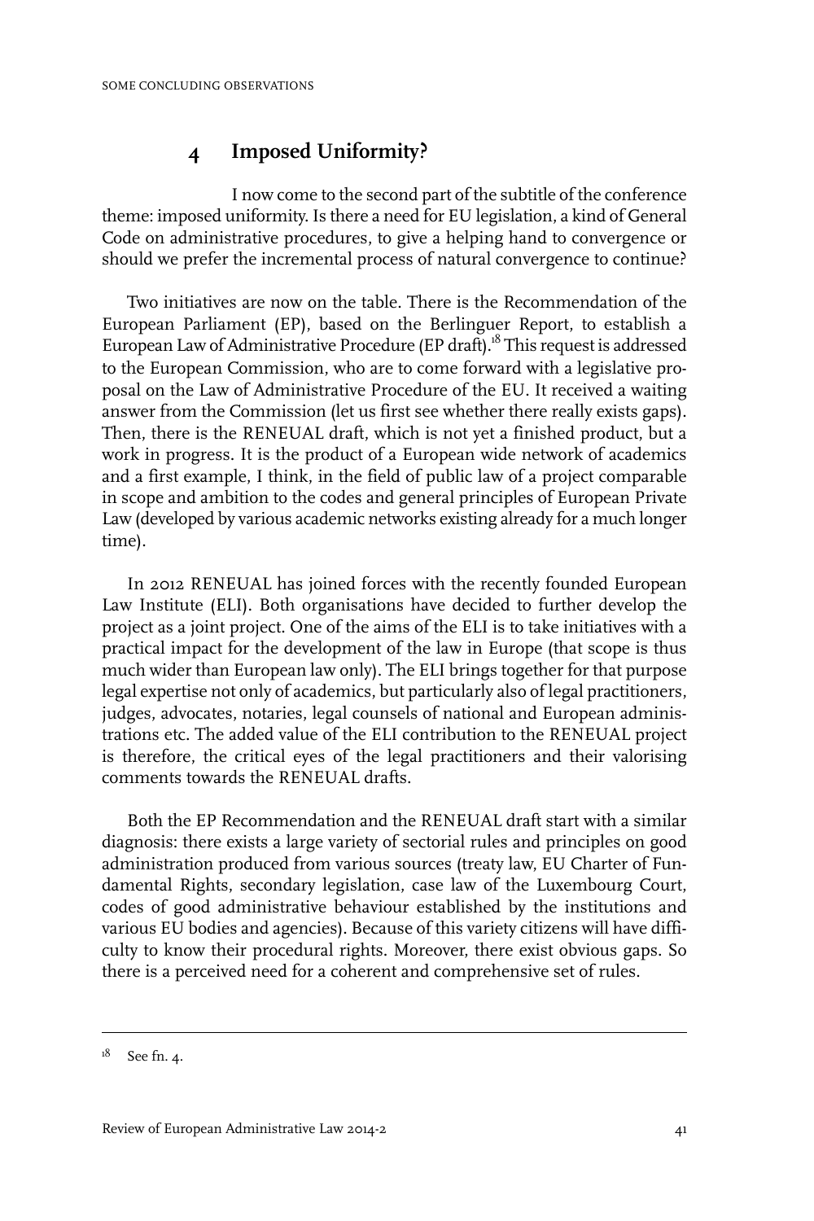## 4 Imposed Uniformity?

I now come to the second part of the subtitle of the conference theme: imposed uniformity. Is there a need for EU legislation, a kind of General Code on administrative procedures, to give a helping hand to convergence or should we prefer the incremental process of natural convergence to continue?

Two initiatives are now on the table. There is the Recommendation of the European Parliament (EP), based on the Berlinguer Report, to establish a European Law of Administrative Procedure (EP draft).[18] This request is addressed to the European Commission, who are to come forward with a legislative proposal on the Law of Administrative Procedure of the EU. It received a waiting answer from the Commission (let us first see whether there really exists gaps). Then, there is the RENEUAL draft, which is not yet a finished product, but a work in progress. It is the product of a European wide network of academics and a first example, I think, in the field of public law of a project comparable in scope and ambition to the codes and general principles of European Private Law (developed by various academic networks existing already for a much longer time).

In 2012 RENEUAL has joined forces with the recently founded European Law Institute (ELI). Both organisations have decided to further develop the project as a joint project. One of the aims of the ELI is to take initiatives with a practical impact for the development of the law in Europe (that scope is thus much wider than European law only). The ELI brings together for that purpose legal expertise not only of academics, but particularly also of legal practitioners, judges, advocates, notaries, legal counsels of national and European administrations etc. The added value of the ELI contribution to the RENEUAL project is therefore, the critical eyes of the legal practitioners and their valorising comments towards the RENEUAL drafts.

Both the EP Recommendation and the RENEUAL draft start with a similar diagnosis: there exists a large variety of sectorial rules and principles on good administration produced from various sources (treaty law, EU Charter of Fundamental Rights, secondary legislation, case law of the Luxembourg Court, codes of good administrative behaviour established by the institutions and various EU bodies and agencies). Because of this variety citizens will have difficulty to know their procedural rights. Moreover, there exist obvious gaps. So there is a perceived need for a coherent and comprehensive set of rules.

---

[18] See fn. 4.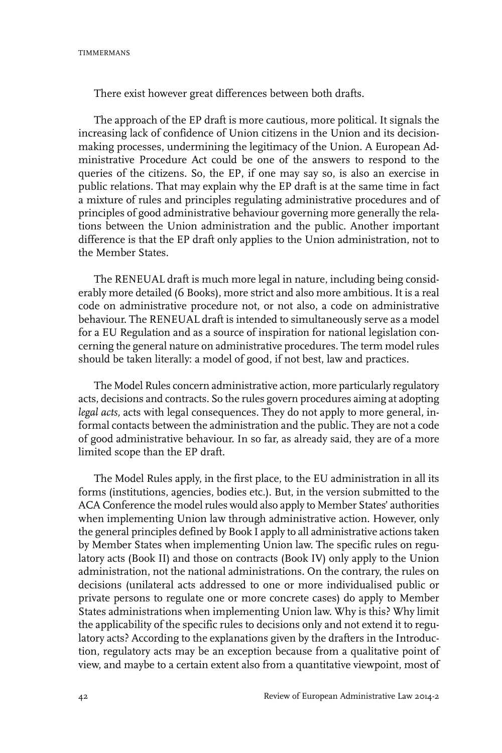There exist however great differences between both drafts.

The approach of the EP draft is more cautious, more political. It signals the increasing lack of confidence of Union citizens in the Union and its decision-making processes, undermining the legitimacy of the Union. A European Administrative Procedure Act could be one of the answers to respond to the queries of the citizens. So, the EP, if one may say so, is also an exercise in public relations. That may explain why the EP draft is at the same time in fact a mixture of rules and principles regulating administrative procedures and of principles of good administrative behaviour governing more generally the relations between the Union administration and the public. Another important difference is that the EP draft only applies to the Union administration, not to the Member States.

The RENEUAL draft is much more legal in nature, including being considerably more detailed (6 Books), more strict and also more ambitious. It is a real code on administrative procedure not, or not also, a code on administrative behaviour. The RENEUAL draft is intended to simultaneously serve as a model for a EU Regulation and as a source of inspiration for national legislation concerning the general nature on administrative procedures. The term model rules should be taken literally: a model of good, if not best, law and practices.

The Model Rules concern administrative action, more particularly regulatory acts, decisions and contracts. So the rules govern procedures aiming at adopting *legal acts,* acts with legal consequences. They do not apply to more general, informal contacts between the administration and the public. They are not a code of good administrative behaviour. In so far, as already said, they are of a more limited scope than the EP draft.

The Model Rules apply, in the first place, to the EU administration in all its forms (institutions, agencies, bodies etc.). But, in the version submitted to the ACA Conference the model rules would also apply to Member States' authorities when implementing Union law through administrative action. However, only the general principles defined by Book I apply to all administrative actions taken by Member States when implementing Union law. The specific rules on regulatory acts (Book II) and those on contracts (Book IV) only apply to the Union administration, not the national administrations. On the contrary, the rules on decisions (unilateral acts addressed to one or more individualised public or private persons to regulate one or more concrete cases) do apply to Member States administrations when implementing Union law. Why is this? Why limit the applicability of the specific rules to decisions only and not extend it to regulatory acts? According to the explanations given by the drafters in the Introduction, regulatory acts may be an exception because from a qualitative point of view, and maybe to a certain extent also from a quantitative viewpoint, most of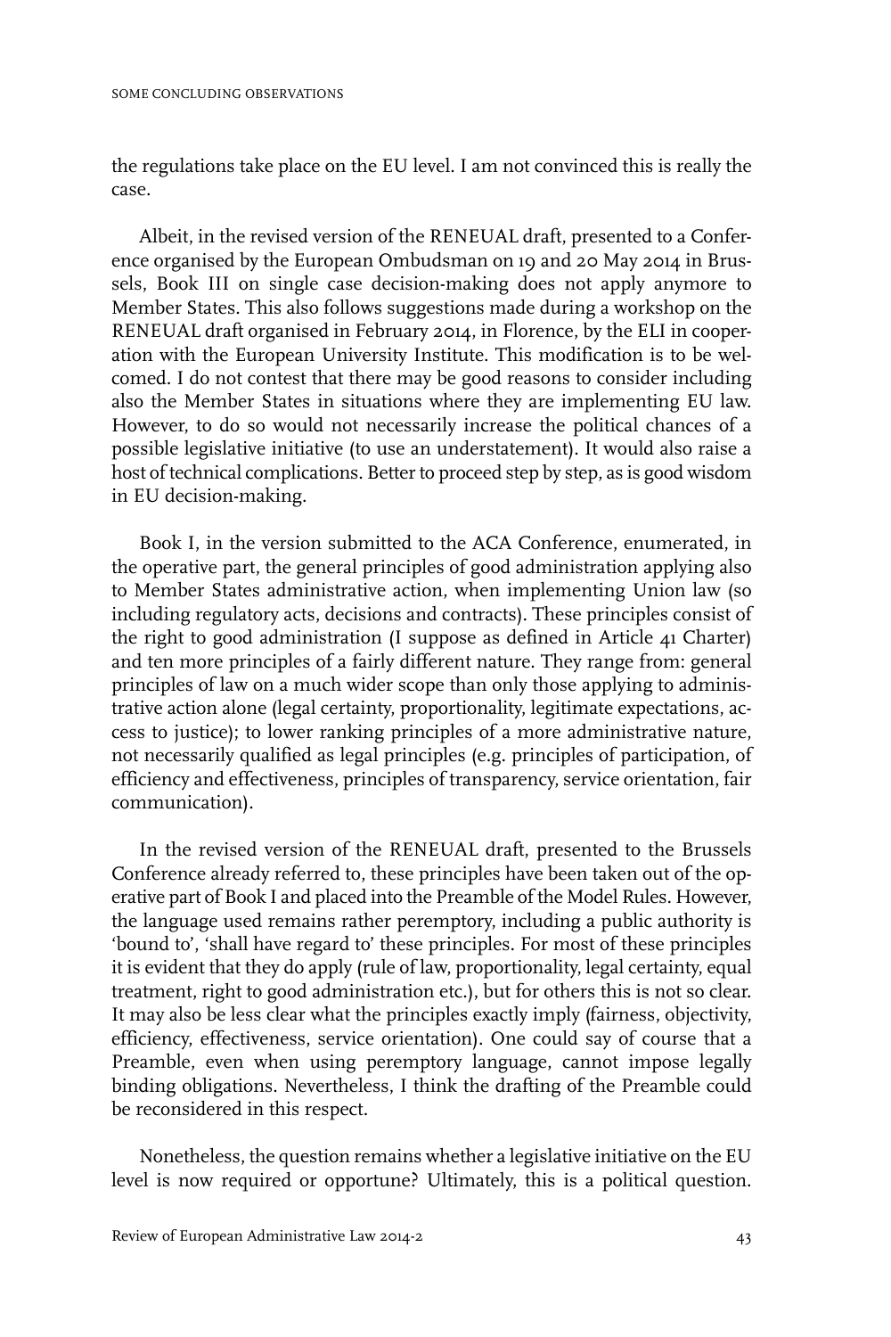the regulations take place on the EU level. I am not convinced this is really the case.

Albeit, in the revised version of the RENEUAL draft, presented to a Conference organised by the European Ombudsman on 19 and 20 May 2014 in Brussels, Book III on single case decision-making does not apply anymore to Member States. This also follows suggestions made during a workshop on the RENEUAL draft organised in February 2014, in Florence, by the ELI in cooperation with the European University Institute. This modification is to be welcomed. I do not contest that there may be good reasons to consider including also the Member States in situations where they are implementing EU law. However, to do so would not necessarily increase the political chances of a possible legislative initiative (to use an understatement). It would also raise a host of technical complications. Better to proceed step by step, as is good wisdom in EU decision-making.

Book I, in the version submitted to the ACA Conference, enumerated, in the operative part, the general principles of good administration applying also to Member States administrative action, when implementing Union law (so including regulatory acts, decisions and contracts). These principles consist of the right to good administration (I suppose as defined in Article 41 Charter) and ten more principles of a fairly different nature. They range from: general principles of law on a much wider scope than only those applying to administrative action alone (legal certainty, proportionality, legitimate expectations, access to justice); to lower ranking principles of a more administrative nature, not necessarily qualified as legal principles (e.g. principles of participation, of efficiency and effectiveness, principles of transparency, service orientation, fair communication).

In the revised version of the RENEUAL draft, presented to the Brussels Conference already referred to, these principles have been taken out of the operative part of Book I and placed into the Preamble of the Model Rules. However, the language used remains rather peremptory, including a public authority is 'bound to', 'shall have regard to' these principles. For most of these principles it is evident that they do apply (rule of law, proportionality, legal certainty, equal treatment, right to good administration etc.), but for others this is not so clear. It may also be less clear what the principles exactly imply (fairness, objectivity, efficiency, effectiveness, service orientation). One could say of course that a Preamble, even when using peremptory language, cannot impose legally binding obligations. Nevertheless, I think the drafting of the Preamble could be reconsidered in this respect.

Nonetheless, the question remains whether a legislative initiative on the EU level is now required or opportune? Ultimately, this is a political question.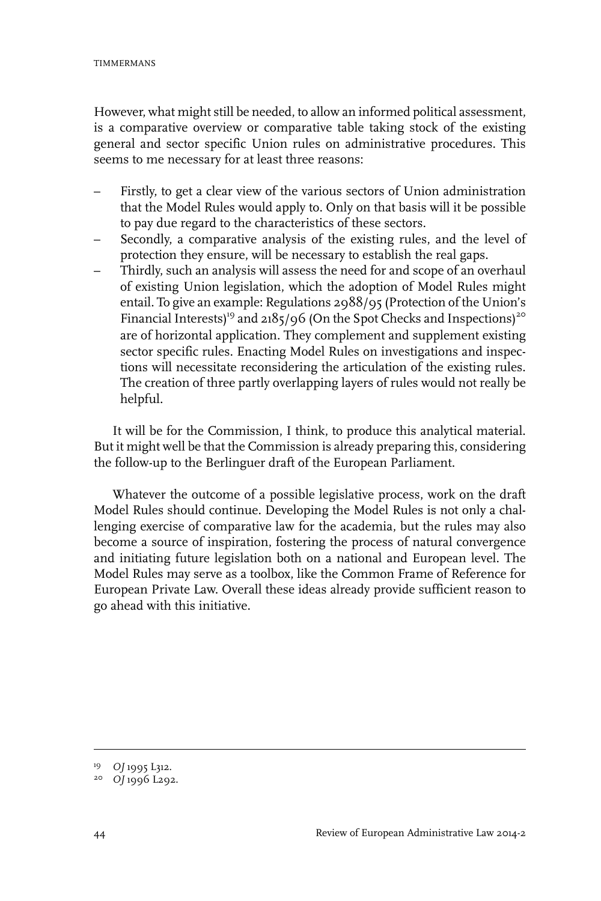However, what might still be needed, to allow an informed political assessment, is a comparative overview or comparative table taking stock of the existing general and sector specific Union rules on administrative procedures. This seems to me necessary for at least three reasons:

- Firstly, to get a clear view of the various sectors of Union administration that the Model Rules would apply to. Only on that basis will it be possible to pay due regard to the characteristics of these sectors.
- Secondly, a comparative analysis of the existing rules, and the level of protection they ensure, will be necessary to establish the real gaps.
- Thirdly, such an analysis will assess the need for and scope of an overhaul of existing Union legislation, which the adoption of Model Rules might entail. To give an example: Regulations 2988/95 (Protection of the Union's Financial Interests)[19] and 2185/96 (On the Spot Checks and Inspections)[20] are of horizontal application. They complement and supplement existing sector specific rules. Enacting Model Rules on investigations and inspections will necessitate reconsidering the articulation of the existing rules. The creation of three partly overlapping layers of rules would not really be helpful.

It will be for the Commission, I think, to produce this analytical material. But it might well be that the Commission is already preparing this, considering the follow-up to the Berlinguer draft of the European Parliament.

Whatever the outcome of a possible legislative process, work on the draft Model Rules should continue. Developing the Model Rules is not only a challenging exercise of comparative law for the academia, but the rules may also become a source of inspiration, fostering the process of natural convergence and initiating future legislation both on a national and European level. The Model Rules may serve as a toolbox, like the Common Frame of Reference for European Private Law. Overall these ideas already provide sufficient reason to go ahead with this initiative.

---

19 *OJ* 1995 L312.

20 *OJ* 1996 L292.